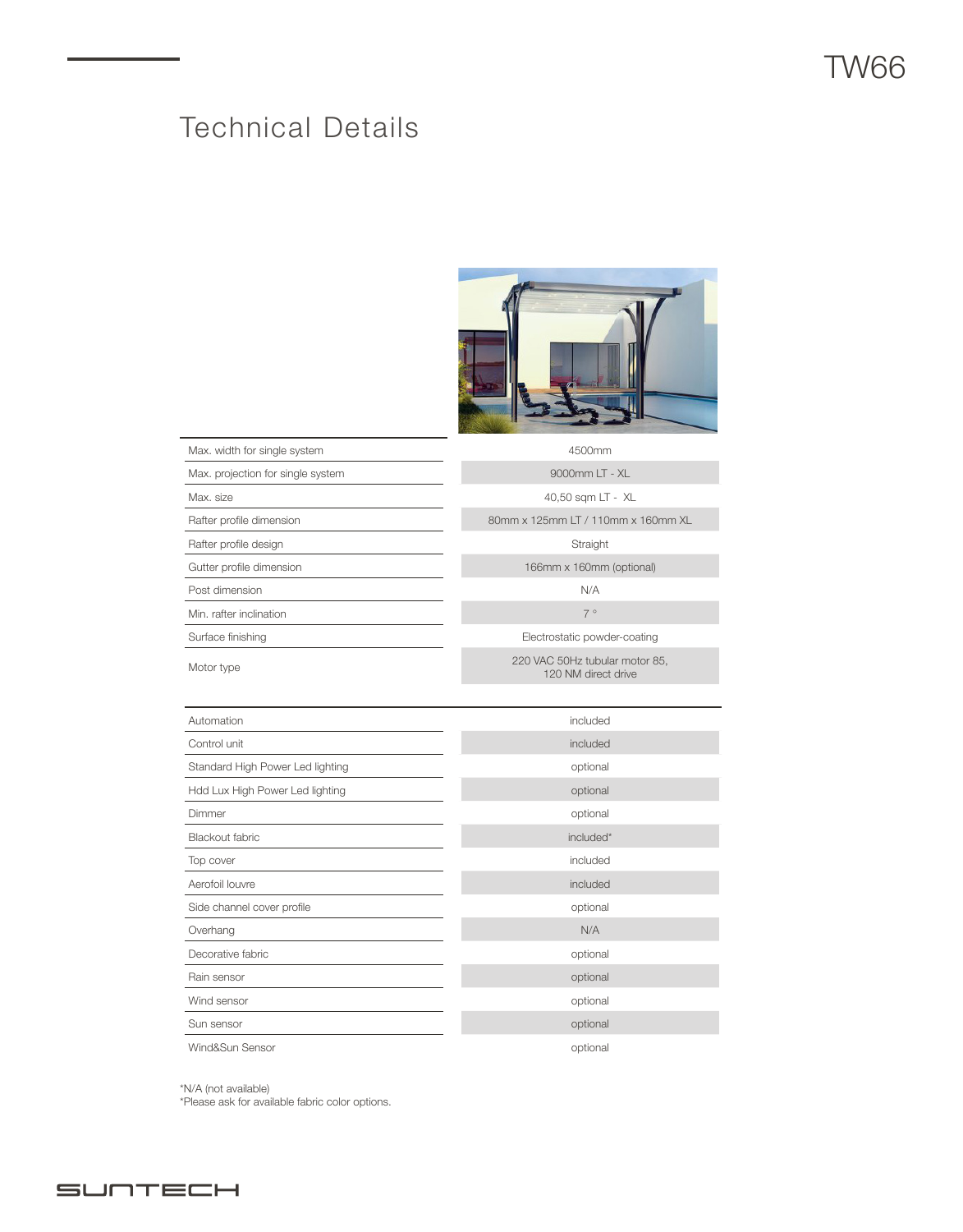TW66

# Technical Details

| | |
|---|---|
| Max. width for single system | 4500mm |
| Max. projection for single system | 9000mm LT - XL |
| Max. size | 40,50 sqm LT - XL |
| Rafter profile dimension | 80mm x 125mm LT / 110mm x 160mm XL |
| Rafter profile design | Straight |
| Gutter profile dimension | 166mm x 160mm (optional) |
| Post dimension | N/A |
| Min. rafter inclination | 7 ° |
| Surface finishing | Electrostatic powder-coating |
| Motor type | 220 VAC 50Hz tubular motor 85, 120 NM direct drive |

| | |
|---|---|
| Automation | included |
| Control unit | included |
| Standard High Power Led lighting | optional |
| Hdd Lux High Power Led lighting | optional |
| Dimmer | optional |
| Blackout fabric | included* |
| Top cover | included |
| Aerofoil louvre | included |
| Side channel cover profile | optional |
| Overhang | N/A |
| Decorative fabric | optional |
| Rain sensor | optional |
| Wind sensor | optional |
| Sun sensor | optional |
| Wind&Sun Sensor | optional |

*N/A (not available)
*Please ask for available fabric color options.

SUNTECH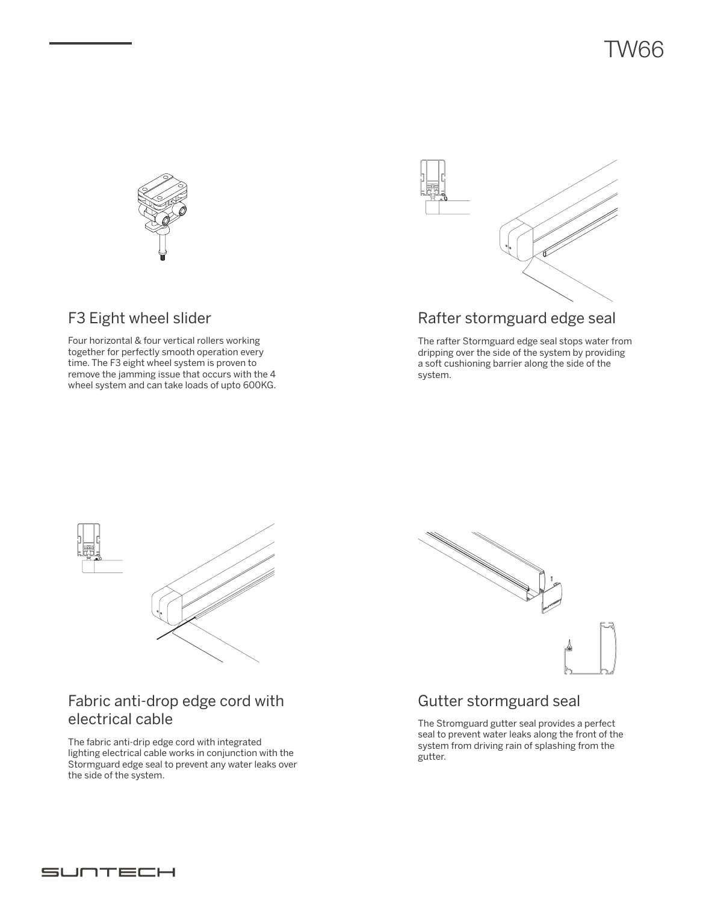# TW66

## F3 Eight wheel slider

Four horizontal & four vertical rollers working together for perfectly smooth operation every time. The F3 eight wheel system is proven to remove the jamming issue that occurs with the 4 wheel system and can take loads of upto 600KG.

## Rafter stormguard edge seal

The rafter Stormguard edge seal stops water from dripping over the side of the system by providing a soft cushioning barrier along the side of the system.

## Fabric anti-drop edge cord with electrical cable

The fabric anti-drip edge cord with integrated lighting electrical cable works in conjunction with the Stormguard edge seal to prevent any water leaks over the side of the system.

## Gutter stormguard seal

The Stromguard gutter seal provides a perfect seal to prevent water leaks along the front of the system from driving rain of splashing from the gutter.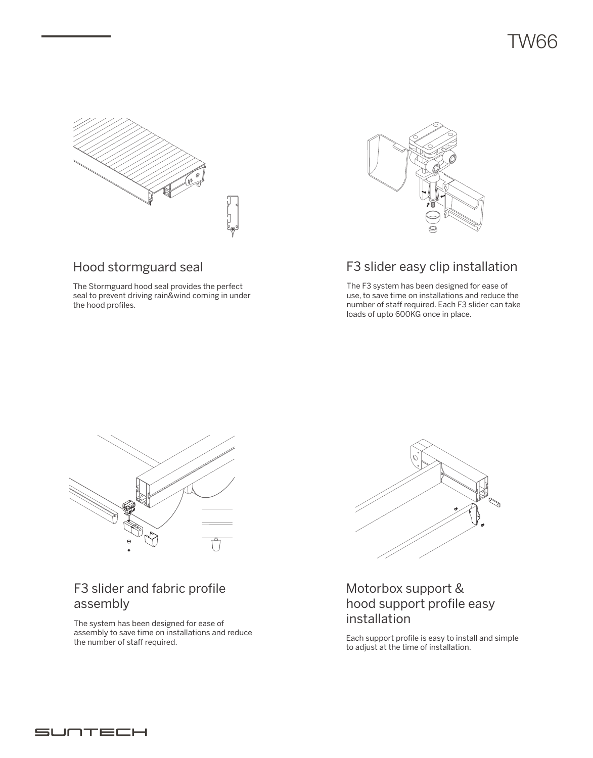## Hood stormguard seal

The Stormguard hood seal provides the perfect seal to prevent driving rain&wind coming in under the hood profiles.

## F3 slider easy clip installation

The F3 system has been designed for ease of use, to save time on installations and reduce the number of staff required. Each F3 slider can take loads of upto 600KG once in place.

## F3 slider and fabric profile assembly

The system has been designed for ease of assembly to save time on installations and reduce the number of staff required.

## Motorbox support & hood support profile easy installation

Each support profile is easy to install and simple to adjust at the time of installation.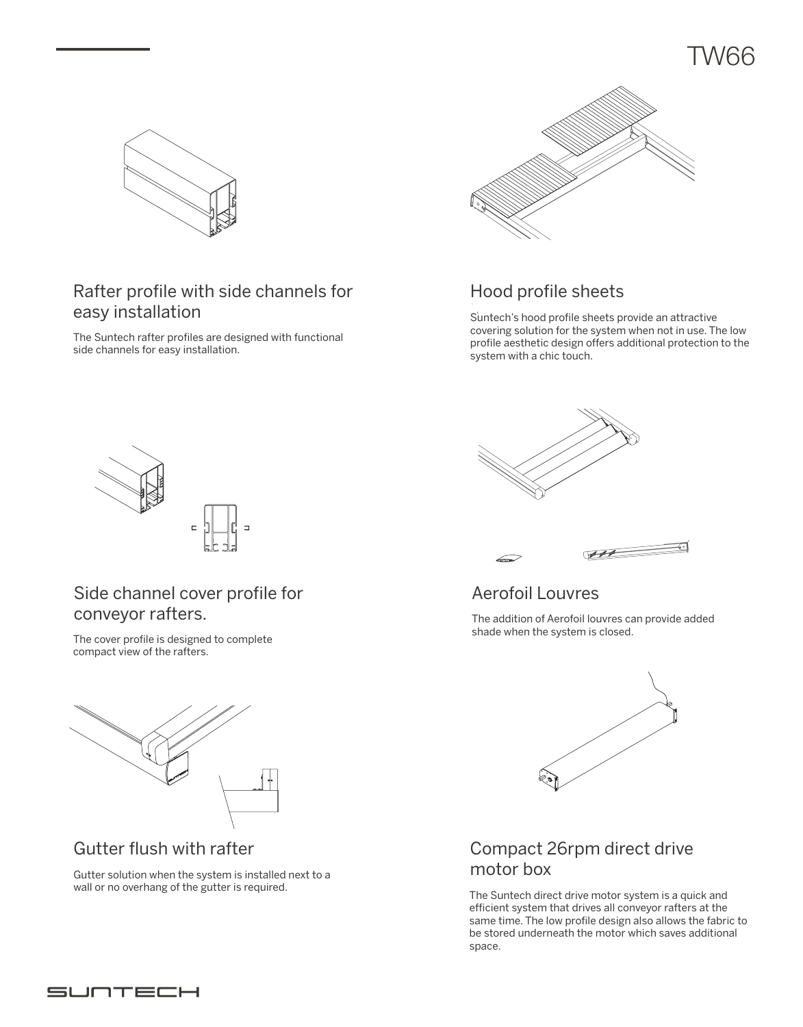## Rafter profile with side channels for easy installation

The Suntech rafter profiles are designed with functional side channels for easy installation.

## Hood profile sheets

Suntech's hood profile sheets provide an attractive covering solution for the system when not in use. The low profile aesthetic design offers additional protection to the system with a chic touch.

## Side channel cover profile for conveyor rafters.

The cover profile is designed to complete compact view of the rafters.

## Aerofoil Louvres

The addition of Aerofoil louvres can provide added shade when the system is closed.

## Gutter flush with rafter

Gutter solution when the system is installed next to a wall or no overhang of the gutter is required.

## Compact 26rpm direct drive motor box

The Suntech direct drive motor system is a quick and efficient system that drives all conveyor rafters at the same time. The low profile design also allows the fabric to be stored underneath the motor which saves additional space.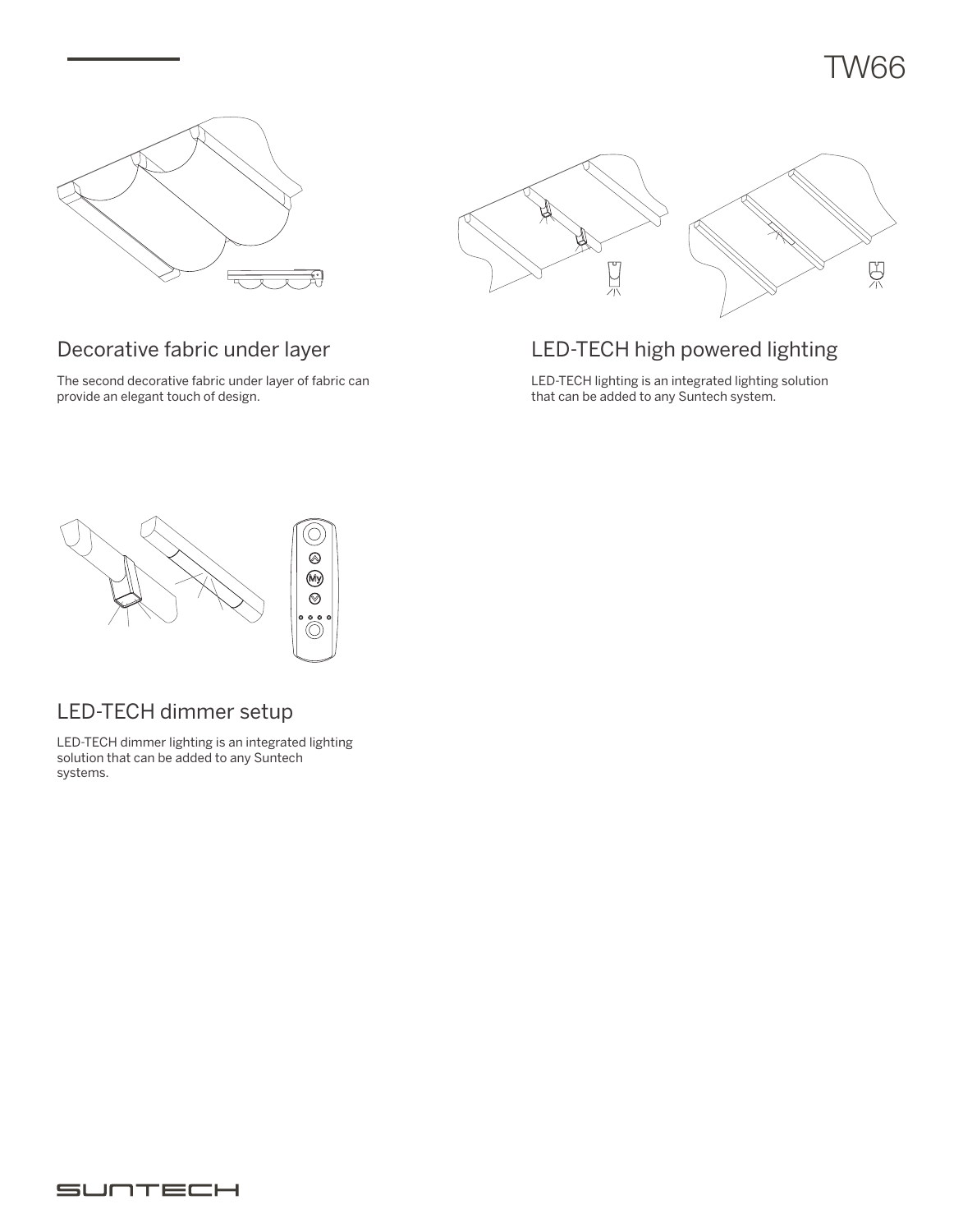# TW66

## Decorative fabric under layer

The second decorative fabric under layer of fabric can provide an elegant touch of design.

## LED-TECH high powered lighting

LED-TECH lighting is an integrated lighting solution that can be added to any Suntech system.

## LED-TECH dimmer setup

LED-TECH dimmer lighting is an integrated lighting solution that can be added to any Suntech systems.